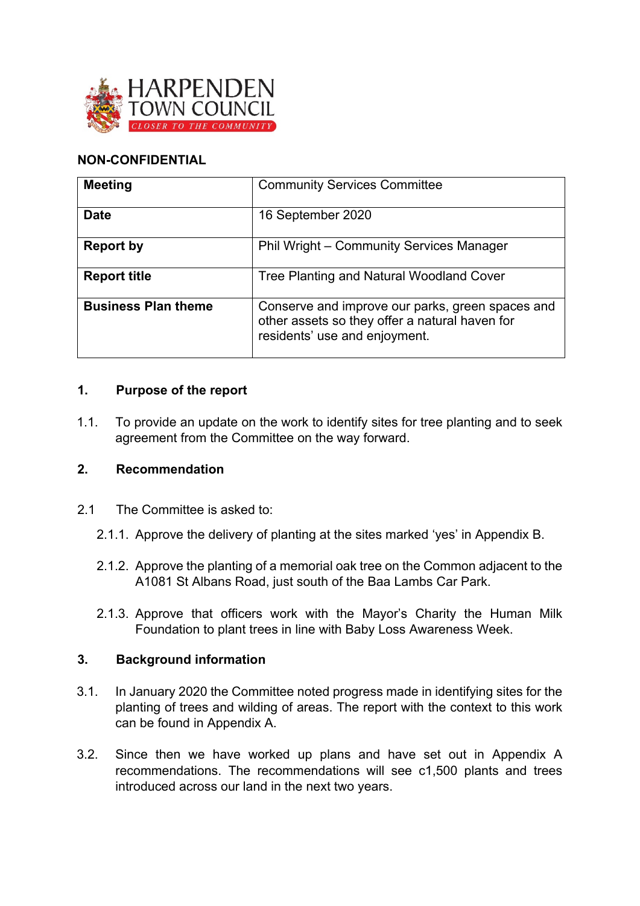HARPENDEN TOWN COUNCIL
CLOSER TO THE COMMUNITY

**NON-CONFIDENTIAL**

| **Meeting** | Community Services Committee |
| --- | --- |
| **Date** | 16 September 2020 |
| **Report by** | Phil Wright – Community Services Manager |
| **Report title** | Tree Planting and Natural Woodland Cover |
| **Business Plan theme** | Conserve and improve our parks, green spaces and other assets so they offer a natural haven for residents' use and enjoyment. |

## 1. Purpose of the report

1.1. To provide an update on the work to identify sites for tree planting and to seek agreement from the Committee on the way forward.

## 2. Recommendation

2.1 The Committee is asked to:

2.1.1. Approve the delivery of planting at the sites marked 'yes' in Appendix B.

2.1.2. Approve the planting of a memorial oak tree on the Common adjacent to the A1081 St Albans Road, just south of the Baa Lambs Car Park.

2.1.3. Approve that officers work with the Mayor's Charity the Human Milk Foundation to plant trees in line with Baby Loss Awareness Week.

## 3. Background information

3.1. In January 2020 the Committee noted progress made in identifying sites for the planting of trees and wilding of areas. The report with the context to this work can be found in Appendix A.

3.2. Since then we have worked up plans and have set out in Appendix A recommendations. The recommendations will see c1,500 plants and trees introduced across our land in the next two years.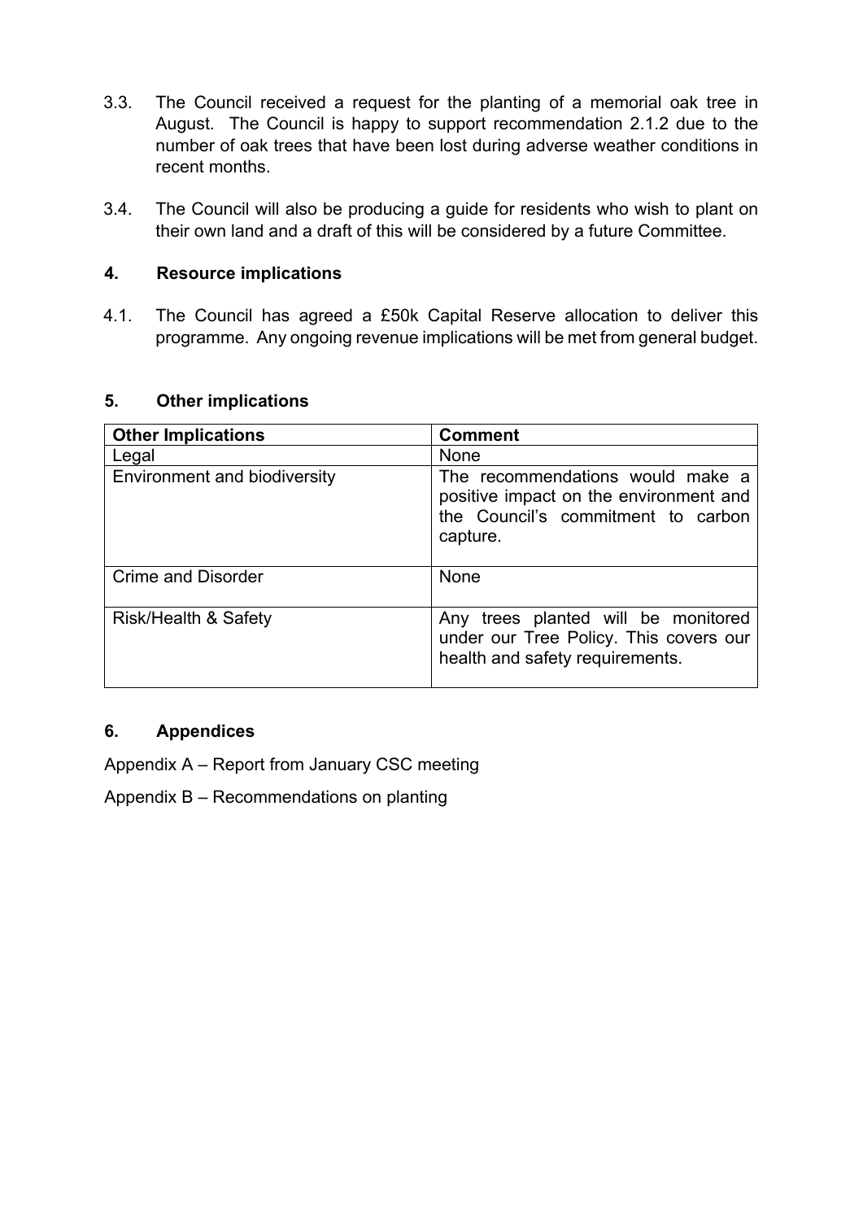3.3. The Council received a request for the planting of a memorial oak tree in August. The Council is happy to support recommendation 2.1.2 due to the number of oak trees that have been lost during adverse weather conditions in recent months.

3.4. The Council will also be producing a guide for residents who wish to plant on their own land and a draft of this will be considered by a future Committee.

## 4. Resource implications

4.1. The Council has agreed a £50k Capital Reserve allocation to deliver this programme. Any ongoing revenue implications will be met from general budget.

## 5. Other implications

| Other Implications | Comment |
|---|---|
| Legal | None |
| Environment and biodiversity | The recommendations would make a positive impact on the environment and the Council's commitment to carbon capture. |
| Crime and Disorder | None |
| Risk/Health & Safety | Any trees planted will be monitored under our Tree Policy. This covers our health and safety requirements. |

## 6. Appendices

Appendix A – Report from January CSC meeting

Appendix B – Recommendations on planting